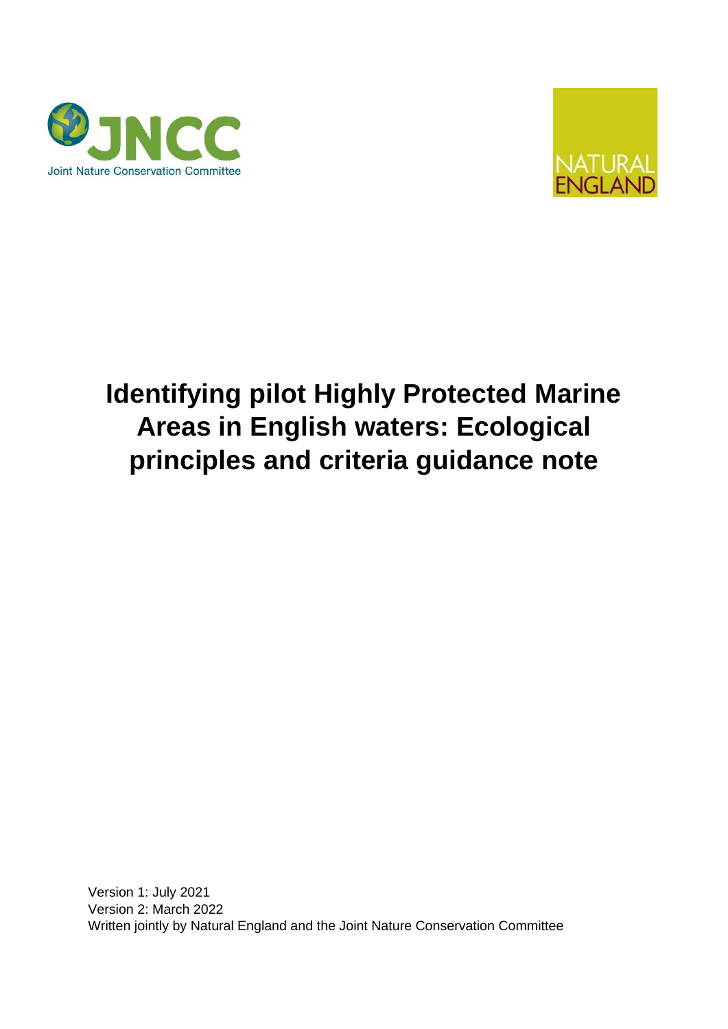JNCC

Joint Nature Conservation Committee

NATURAL ENGLAND

# Identifying pilot Highly Protected Marine Areas in English waters: Ecological principles and criteria guidance note

Version 1: July 2021
Version 2: March 2022
Written jointly by Natural England and the Joint Nature Conservation Committee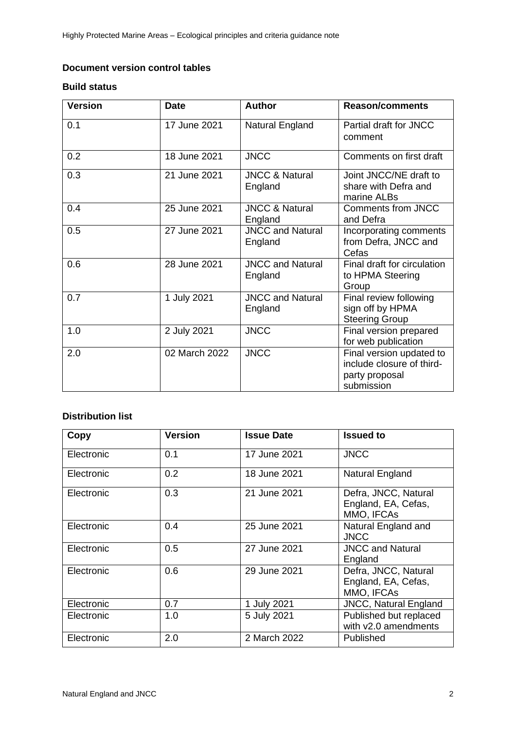## Document version control tables

### Build status

| Version | Date | Author | Reason/comments |
|---|---|---|---|
| 0.1 | 17 June 2021 | Natural England | Partial draft for JNCC comment |
| 0.2 | 18 June 2021 | JNCC | Comments on first draft |
| 0.3 | 21 June 2021 | JNCC & Natural England | Joint JNCC/NE draft to share with Defra and marine ALBs |
| 0.4 | 25 June 2021 | JNCC & Natural England | Comments from JNCC and Defra |
| 0.5 | 27 June 2021 | JNCC and Natural England | Incorporating comments from Defra, JNCC and Cefas |
| 0.6 | 28 June 2021 | JNCC and Natural England | Final draft for circulation to HPMA Steering Group |
| 0.7 | 1 July 2021 | JNCC and Natural England | Final review following sign off by HPMA Steering Group |
| 1.0 | 2 July 2021 | JNCC | Final version prepared for web publication |
| 2.0 | 02 March 2022 | JNCC | Final version updated to include closure of third-party proposal submission |

### Distribution list

| Copy | Version | Issue Date | Issued to |
|---|---|---|---|
| Electronic | 0.1 | 17 June 2021 | JNCC |
| Electronic | 0.2 | 18 June 2021 | Natural England |
| Electronic | 0.3 | 21 June 2021 | Defra, JNCC, Natural England, EA, Cefas, MMO, IFCAs |
| Electronic | 0.4 | 25 June 2021 | Natural England and JNCC |
| Electronic | 0.5 | 27 June 2021 | JNCC and Natural England |
| Electronic | 0.6 | 29 June 2021 | Defra, JNCC, Natural England, EA, Cefas, MMO, IFCAs |
| Electronic | 0.7 | 1 July 2021 | JNCC, Natural England |
| Electronic | 1.0 | 5 July 2021 | Published but replaced with v2.0 amendments |
| Electronic | 2.0 | 2 March 2022 | Published |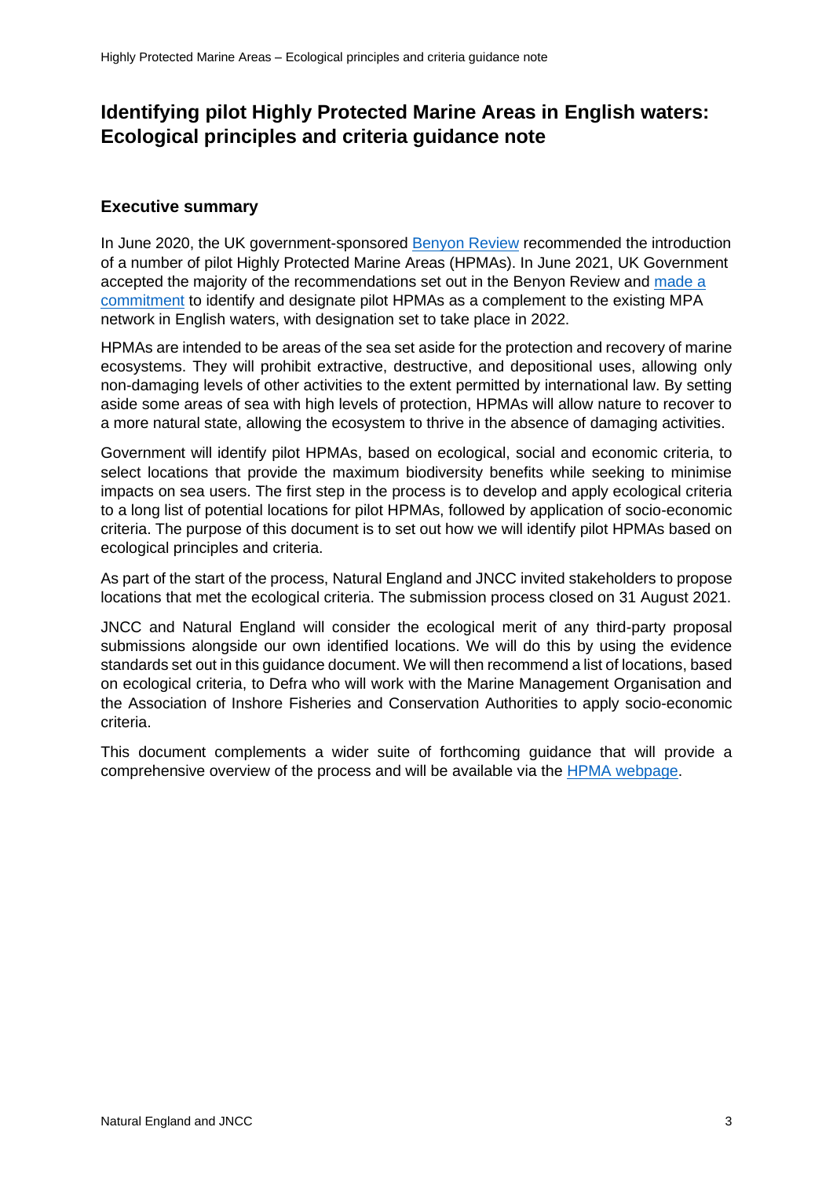# Identifying pilot Highly Protected Marine Areas in English waters: Ecological principles and criteria guidance note

## Executive summary

In June 2020, the UK government-sponsored Benyon Review recommended the introduction of a number of pilot Highly Protected Marine Areas (HPMAs). In June 2021, UK Government accepted the majority of the recommendations set out in the Benyon Review and made a commitment to identify and designate pilot HPMAs as a complement to the existing MPA network in English waters, with designation set to take place in 2022.

HPMAs are intended to be areas of the sea set aside for the protection and recovery of marine ecosystems. They will prohibit extractive, destructive, and depositional uses, allowing only non-damaging levels of other activities to the extent permitted by international law. By setting aside some areas of sea with high levels of protection, HPMAs will allow nature to recover to a more natural state, allowing the ecosystem to thrive in the absence of damaging activities.

Government will identify pilot HPMAs, based on ecological, social and economic criteria, to select locations that provide the maximum biodiversity benefits while seeking to minimise impacts on sea users. The first step in the process is to develop and apply ecological criteria to a long list of potential locations for pilot HPMAs, followed by application of socio-economic criteria. The purpose of this document is to set out how we will identify pilot HPMAs based on ecological principles and criteria.

As part of the start of the process, Natural England and JNCC invited stakeholders to propose locations that met the ecological criteria. The submission process closed on 31 August 2021.

JNCC and Natural England will consider the ecological merit of any third-party proposal submissions alongside our own identified locations. We will do this by using the evidence standards set out in this guidance document. We will then recommend a list of locations, based on ecological criteria, to Defra who will work with the Marine Management Organisation and the Association of Inshore Fisheries and Conservation Authorities to apply socio-economic criteria.

This document complements a wider suite of forthcoming guidance that will provide a comprehensive overview of the process and will be available via the HPMA webpage.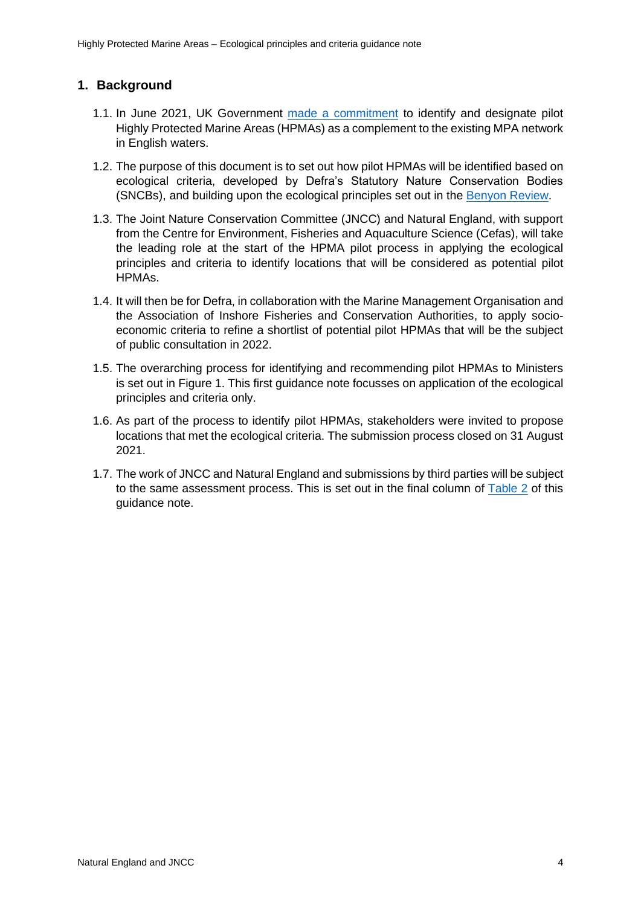## 1. Background

1.1. In June 2021, UK Government made a commitment to identify and designate pilot Highly Protected Marine Areas (HPMAs) as a complement to the existing MPA network in English waters.

1.2. The purpose of this document is to set out how pilot HPMAs will be identified based on ecological criteria, developed by Defra's Statutory Nature Conservation Bodies (SNCBs), and building upon the ecological principles set out in the Benyon Review.

1.3. The Joint Nature Conservation Committee (JNCC) and Natural England, with support from the Centre for Environment, Fisheries and Aquaculture Science (Cefas), will take the leading role at the start of the HPMA pilot process in applying the ecological principles and criteria to identify locations that will be considered as potential pilot HPMAs.

1.4. It will then be for Defra, in collaboration with the Marine Management Organisation and the Association of Inshore Fisheries and Conservation Authorities, to apply socio-economic criteria to refine a shortlist of potential pilot HPMAs that will be the subject of public consultation in 2022.

1.5. The overarching process for identifying and recommending pilot HPMAs to Ministers is set out in Figure 1. This first guidance note focusses on application of the ecological principles and criteria only.

1.6. As part of the process to identify pilot HPMAs, stakeholders were invited to propose locations that met the ecological criteria. The submission process closed on 31 August 2021.

1.7. The work of JNCC and Natural England and submissions by third parties will be subject to the same assessment process. This is set out in the final column of Table 2 of this guidance note.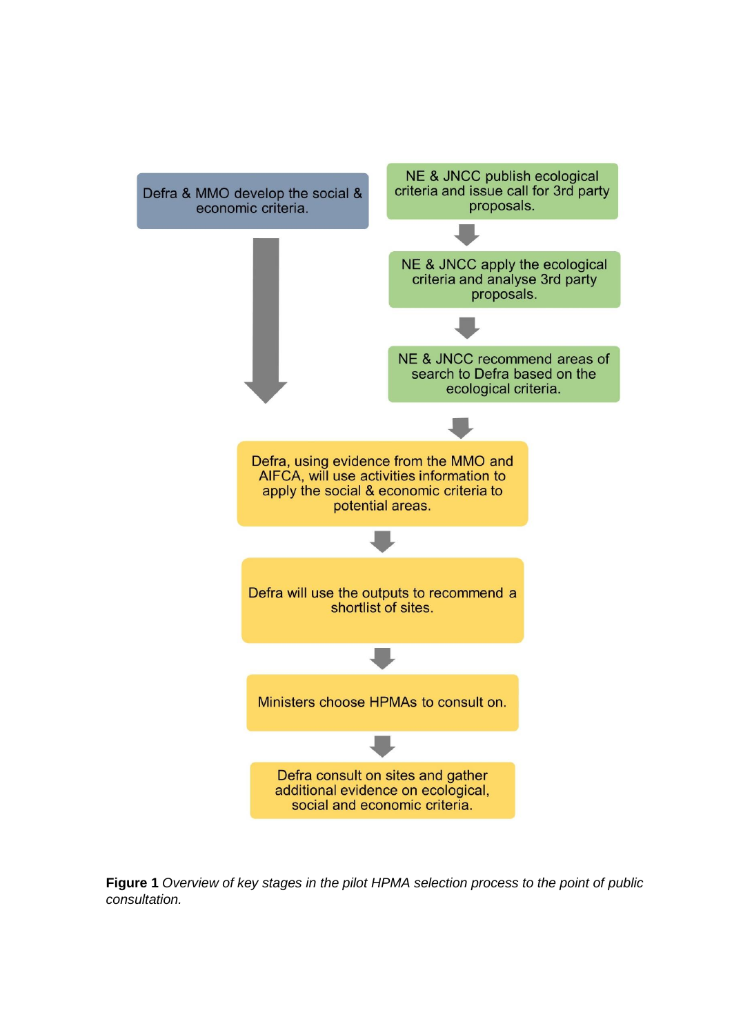Defra & MMO develop the social & economic criteria.

NE & JNCC publish ecological criteria and issue call for 3rd party proposals.

NE & JNCC apply the ecological criteria and analyse 3rd party proposals.

NE & JNCC recommend areas of search to Defra based on the ecological criteria.

Defra, using evidence from the MMO and AIFCA, will use activities information to apply the social & economic criteria to potential areas.

Defra will use the outputs to recommend a shortlist of sites.

Ministers choose HPMAs to consult on.

Defra consult on sites and gather additional evidence on ecological, social and economic criteria.

**Figure 1** *Overview of key stages in the pilot HPMA selection process to the point of public consultation.*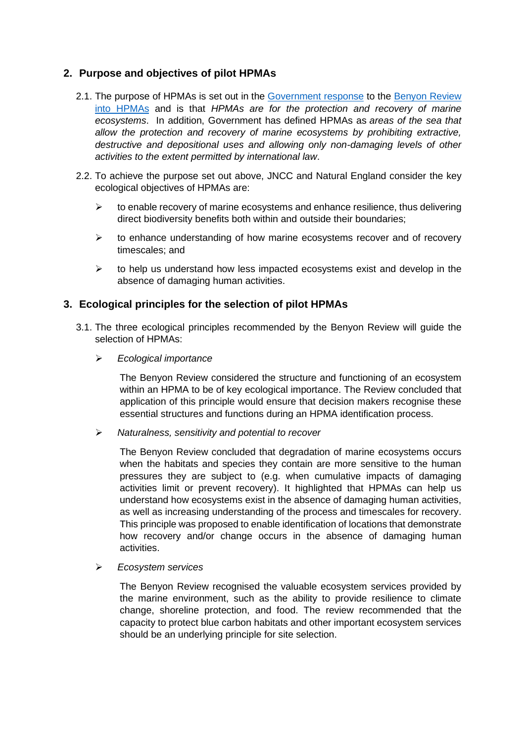## 2. Purpose and objectives of pilot HPMAs

2.1. The purpose of HPMAs is set out in the Government response to the Benyon Review into HPMAs and is that *HPMAs are for the protection and recovery of marine ecosystems*. In addition, Government has defined HPMAs as *areas of the sea that allow the protection and recovery of marine ecosystems by prohibiting extractive, destructive and depositional uses and allowing only non-damaging levels of other activities to the extent permitted by international law*.

2.2. To achieve the purpose set out above, JNCC and Natural England consider the key ecological objectives of HPMAs are:

- to enable recovery of marine ecosystems and enhance resilience, thus delivering direct biodiversity benefits both within and outside their boundaries;
- to enhance understanding of how marine ecosystems recover and of recovery timescales; and
- to help us understand how less impacted ecosystems exist and develop in the absence of damaging human activities.

## 3. Ecological principles for the selection of pilot HPMAs

3.1. The three ecological principles recommended by the Benyon Review will guide the selection of HPMAs:

- *Ecological importance*

  The Benyon Review considered the structure and functioning of an ecosystem within an HPMA to be of key ecological importance. The Review concluded that application of this principle would ensure that decision makers recognise these essential structures and functions during an HPMA identification process.

- *Naturalness, sensitivity and potential to recover*

  The Benyon Review concluded that degradation of marine ecosystems occurs when the habitats and species they contain are more sensitive to the human pressures they are subject to (e.g. when cumulative impacts of damaging activities limit or prevent recovery). It highlighted that HPMAs can help us understand how ecosystems exist in the absence of damaging human activities, as well as increasing understanding of the process and timescales for recovery. This principle was proposed to enable identification of locations that demonstrate how recovery and/or change occurs in the absence of damaging human activities.

- *Ecosystem services*

  The Benyon Review recognised the valuable ecosystem services provided by the marine environment, such as the ability to provide resilience to climate change, shoreline protection, and food. The review recommended that the capacity to protect blue carbon habitats and other important ecosystem services should be an underlying principle for site selection.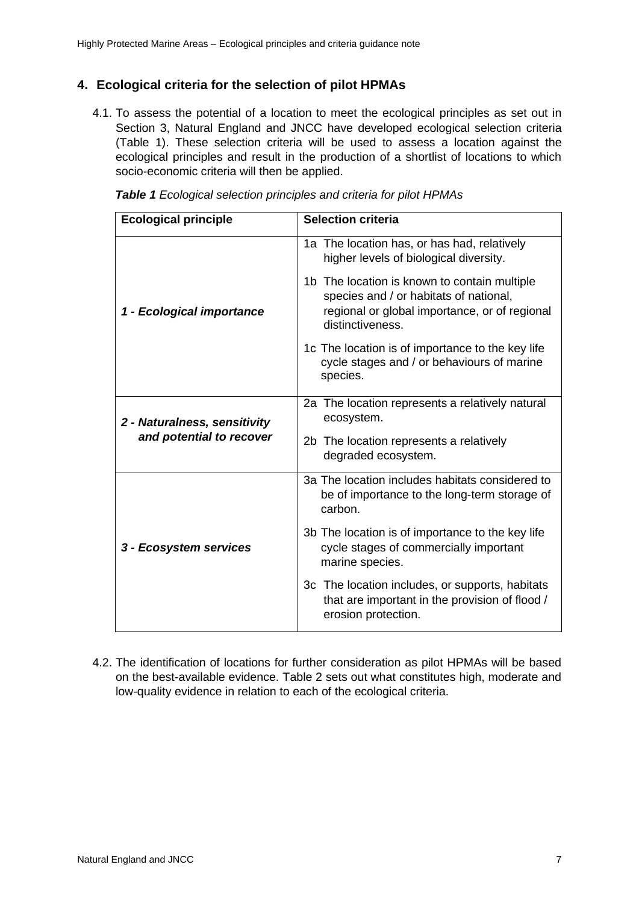## 4. Ecological criteria for the selection of pilot HPMAs

4.1. To assess the potential of a location to meet the ecological principles as set out in Section 3, Natural England and JNCC have developed ecological selection criteria (Table 1). These selection criteria will be used to assess a location against the ecological principles and result in the production of a shortlist of locations to which socio-economic criteria will then be applied.

***Table 1*** *Ecological selection principles and criteria for pilot HPMAs*

| Ecological principle | Selection criteria |
|---|---|
| ***1 - Ecological importance*** | 1a The location has, or has had, relatively higher levels of biological diversity.<br>1b The location is known to contain multiple species and / or habitats of national, regional or global importance, or of regional distinctiveness.<br>1c The location is of importance to the key life cycle stages and / or behaviours of marine species. |
| ***2 - Naturalness, sensitivity and potential to recover*** | 2a The location represents a relatively natural ecosystem.<br>2b The location represents a relatively degraded ecosystem. |
| ***3 - Ecosystem services*** | 3a The location includes habitats considered to be of importance to the long-term storage of carbon.<br>3b The location is of importance to the key life cycle stages of commercially important marine species.<br>3c The location includes, or supports, habitats that are important in the provision of flood / erosion protection. |

4.2. The identification of locations for further consideration as pilot HPMAs will be based on the best-available evidence. Table 2 sets out what constitutes high, moderate and low-quality evidence in relation to each of the ecological criteria.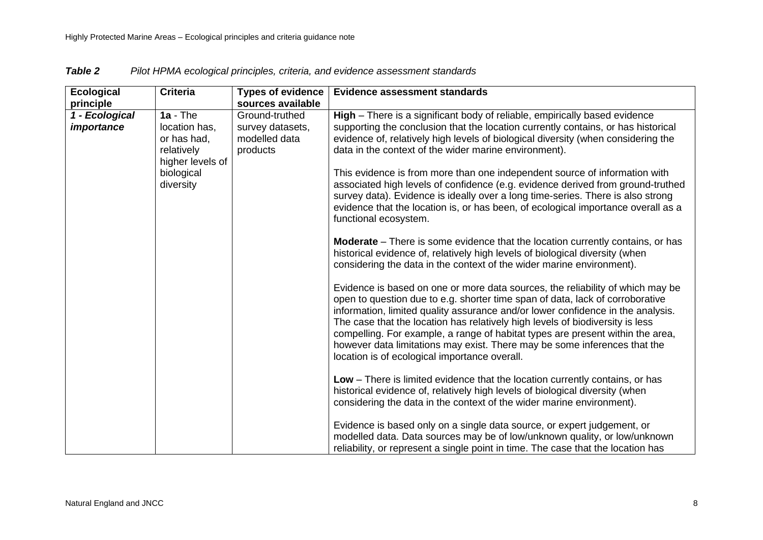*Table 2* *Pilot HPMA ecological principles, criteria, and evidence assessment standards*

| Ecological principle | Criteria | Types of evidence sources available | Evidence assessment standards |
|---|---|---|---|
| ***1 - Ecological importance*** | **1a** - The location has, or has had, relatively higher levels of biological diversity | Ground-truthed survey datasets, modelled data products | **High** – There is a significant body of reliable, empirically based evidence supporting the conclusion that the location currently contains, or has historical evidence of, relatively high levels of biological diversity (when considering the data in the context of the wider marine environment).<br><br>This evidence is from more than one independent source of information with associated high levels of confidence (e.g. evidence derived from ground-truthed survey data). Evidence is ideally over a long time-series. There is also strong evidence that the location is, or has been, of ecological importance overall as a functional ecosystem.<br><br>**Moderate** – There is some evidence that the location currently contains, or has historical evidence of, relatively high levels of biological diversity (when considering the data in the context of the wider marine environment).<br><br>Evidence is based on one or more data sources, the reliability of which may be open to question due to e.g. shorter time span of data, lack of corroborative information, limited quality assurance and/or lower confidence in the analysis. The case that the location has relatively high levels of biodiversity is less compelling. For example, a range of habitat types are present within the area, however data limitations may exist. There may be some inferences that the location is of ecological importance overall.<br><br>**Low** – There is limited evidence that the location currently contains, or has historical evidence of, relatively high levels of biological diversity (when considering the data in the context of the wider marine environment).<br><br>Evidence is based only on a single data source, or expert judgement, or modelled data. Data sources may be of low/unknown quality, or low/unknown reliability, or represent a single point in time. The case that the location has |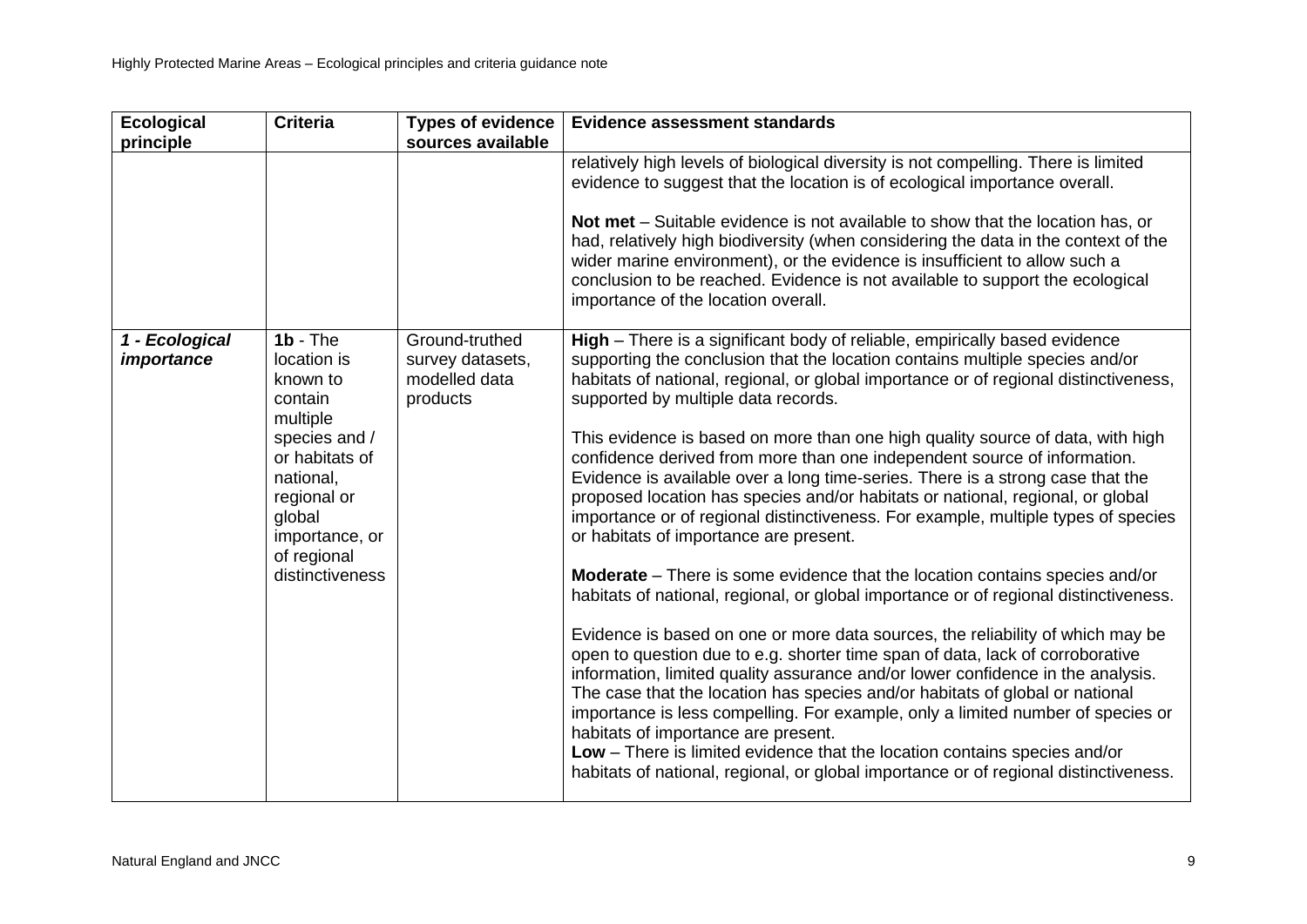| Ecological principle | Criteria | Types of evidence sources available | Evidence assessment standards |
|---|---|---|---|
| | | | relatively high levels of biological diversity is not compelling. There is limited evidence to suggest that the location is of ecological importance overall.<br><br>**Not met** – Suitable evidence is not available to show that the location has, or had, relatively high biodiversity (when considering the data in the context of the wider marine environment), or the evidence is insufficient to allow such a conclusion to be reached. Evidence is not available to support the ecological importance of the location overall. |
| ***1 - Ecological importance*** | **1b** - The location is known to contain multiple species and / or habitats of national, regional or global importance, or of regional distinctiveness | Ground-truthed survey datasets, modelled data products | **High** – There is a significant body of reliable, empirically based evidence supporting the conclusion that the location contains multiple species and/or habitats of national, regional, or global importance or of regional distinctiveness, supported by multiple data records.<br><br>This evidence is based on more than one high quality source of data, with high confidence derived from more than one independent source of information. Evidence is available over a long time-series. There is a strong case that the proposed location has species and/or habitats or national, regional, or global importance or of regional distinctiveness. For example, multiple types of species or habitats of importance are present.<br><br>**Moderate** – There is some evidence that the location contains species and/or habitats of national, regional, or global importance or of regional distinctiveness.<br><br>Evidence is based on one or more data sources, the reliability of which may be open to question due to e.g. shorter time span of data, lack of corroborative information, limited quality assurance and/or lower confidence in the analysis. The case that the location has species and/or habitats of global or national importance is less compelling. For example, only a limited number of species or habitats of importance are present.<br>**Low** – There is limited evidence that the location contains species and/or habitats of national, regional, or global importance or of regional distinctiveness. |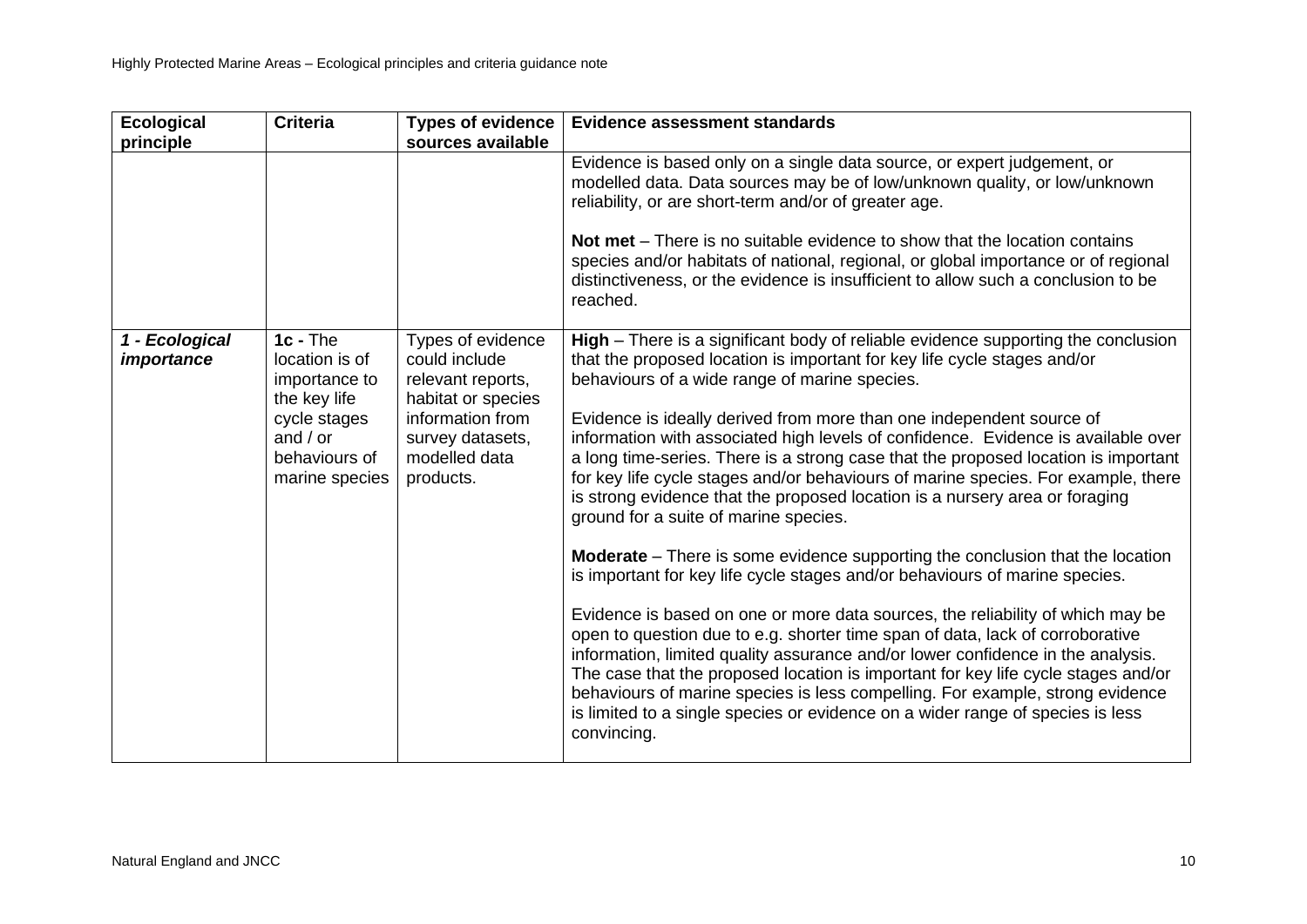| Ecological principle | Criteria | Types of evidence sources available | Evidence assessment standards |
|---|---|---|---|
| | | | Evidence is based only on a single data source, or expert judgement, or modelled data. Data sources may be of low/unknown quality, or low/unknown reliability, or are short-term and/or of greater age.<br><br>**Not met** – There is no suitable evidence to show that the location contains species and/or habitats of national, regional, or global importance or of regional distinctiveness, or the evidence is insufficient to allow such a conclusion to be reached. |
| ***1 - Ecological importance*** | **1c -** The location is of importance to the key life cycle stages and / or behaviours of marine species | Types of evidence could include relevant reports, habitat or species information from survey datasets, modelled data products. | **High** – There is a significant body of reliable evidence supporting the conclusion that the proposed location is important for key life cycle stages and/or behaviours of a wide range of marine species.<br><br>Evidence is ideally derived from more than one independent source of information with associated high levels of confidence. Evidence is available over a long time-series. There is a strong case that the proposed location is important for key life cycle stages and/or behaviours of marine species. For example, there is strong evidence that the proposed location is a nursery area or foraging ground for a suite of marine species.<br><br>**Moderate** – There is some evidence supporting the conclusion that the location is important for key life cycle stages and/or behaviours of marine species.<br><br>Evidence is based on one or more data sources, the reliability of which may be open to question due to e.g. shorter time span of data, lack of corroborative information, limited quality assurance and/or lower confidence in the analysis. The case that the proposed location is important for key life cycle stages and/or behaviours of marine species is less compelling. For example, strong evidence is limited to a single species or evidence on a wider range of species is less convincing. |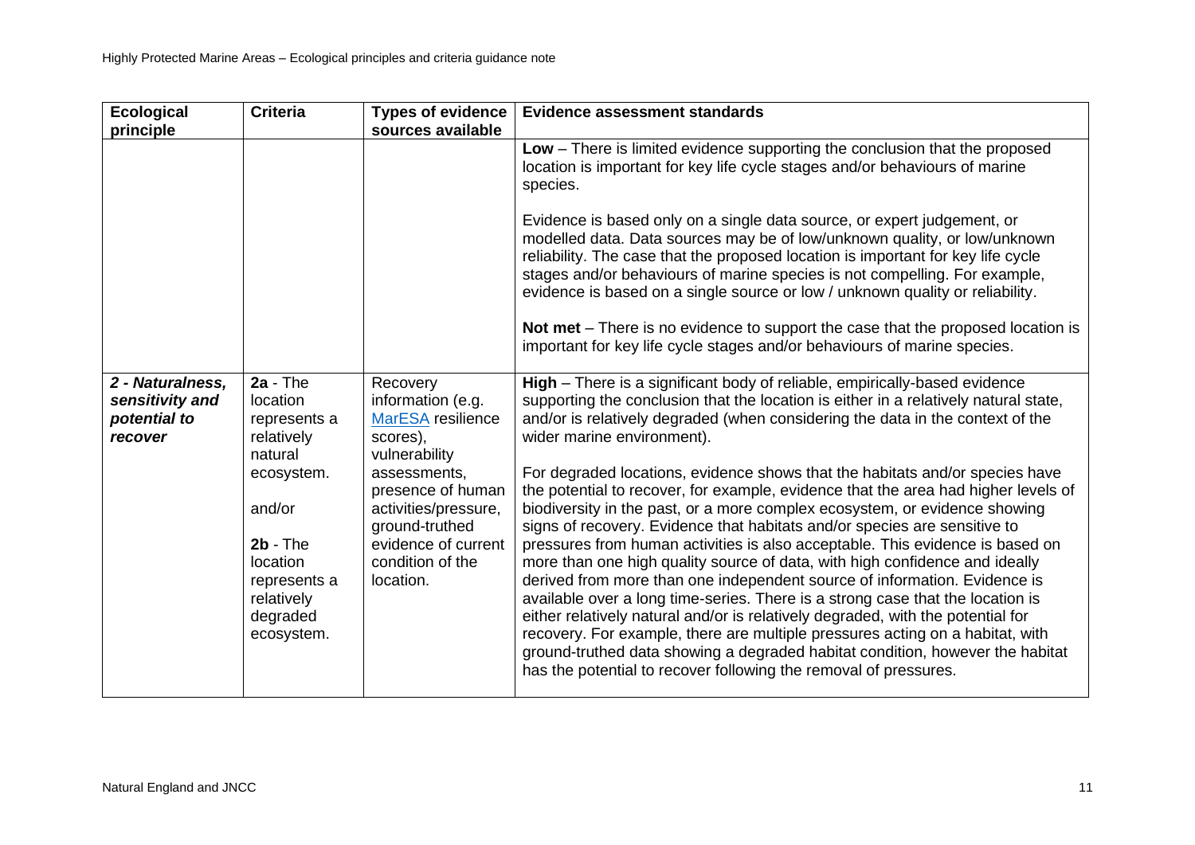| Ecological principle | Criteria | Types of evidence sources available | Evidence assessment standards |
|---|---|---|---|
| | | | **Low** – There is limited evidence supporting the conclusion that the proposed location is important for key life cycle stages and/or behaviours of marine species.<br><br>Evidence is based only on a single data source, or expert judgement, or modelled data. Data sources may be of low/unknown quality, or low/unknown reliability. The case that the proposed location is important for key life cycle stages and/or behaviours of marine species is not compelling. For example, evidence is based on a single source or low / unknown quality or reliability.<br><br>**Not met** – There is no evidence to support the case that the proposed location is important for key life cycle stages and/or behaviours of marine species. |
| ***2 - Naturalness, sensitivity and potential to recover*** | **2a** - The location represents a relatively natural ecosystem.<br><br>and/or<br><br>**2b** - The location represents a relatively degraded ecosystem. | Recovery information (e.g. MarESA resilience scores), vulnerability assessments, presence of human activities/pressure, ground-truthed evidence of current condition of the location. | **High** – There is a significant body of reliable, empirically-based evidence supporting the conclusion that the location is either in a relatively natural state, and/or is relatively degraded (when considering the data in the context of the wider marine environment).<br><br>For degraded locations, evidence shows that the habitats and/or species have the potential to recover, for example, evidence that the area had higher levels of biodiversity in the past, or a more complex ecosystem, or evidence showing signs of recovery. Evidence that habitats and/or species are sensitive to pressures from human activities is also acceptable. This evidence is based on more than one high quality source of data, with high confidence and ideally derived from more than one independent source of information. Evidence is available over a long time-series. There is a strong case that the location is either relatively natural and/or is relatively degraded, with the potential for recovery. For example, there are multiple pressures acting on a habitat, with ground-truthed data showing a degraded habitat condition, however the habitat has the potential to recover following the removal of pressures. |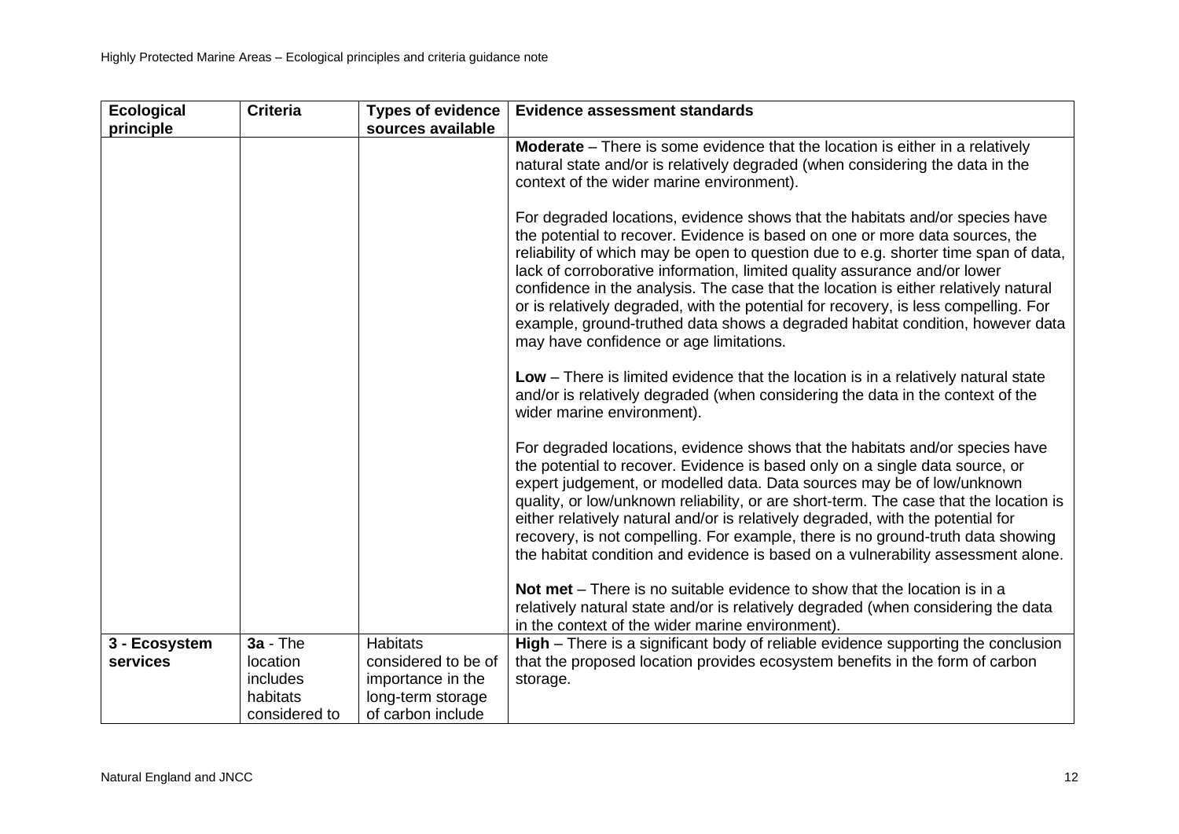| Ecological principle | Criteria | Types of evidence sources available | Evidence assessment standards |
|---|---|---|---|
| | | | **Moderate** – There is some evidence that the location is either in a relatively natural state and/or is relatively degraded (when considering the data in the context of the wider marine environment).<br><br>For degraded locations, evidence shows that the habitats and/or species have the potential to recover. Evidence is based on one or more data sources, the reliability of which may be open to question due to e.g. shorter time span of data, lack of corroborative information, limited quality assurance and/or lower confidence in the analysis. The case that the location is either relatively natural or is relatively degraded, with the potential for recovery, is less compelling. For example, ground-truthed data shows a degraded habitat condition, however data may have confidence or age limitations.<br><br>**Low** – There is limited evidence that the location is in a relatively natural state and/or is relatively degraded (when considering the data in the context of the wider marine environment).<br><br>For degraded locations, evidence shows that the habitats and/or species have the potential to recover. Evidence is based only on a single data source, or expert judgement, or modelled data. Data sources may be of low/unknown quality, or low/unknown reliability, or are short-term. The case that the location is either relatively natural and/or is relatively degraded, with the potential for recovery, is not compelling. For example, there is no ground-truth data showing the habitat condition and evidence is based on a vulnerability assessment alone.<br><br>**Not met** – There is no suitable evidence to show that the location is in a relatively natural state and/or is relatively degraded (when considering the data in the context of the wider marine environment). |
| **3 - Ecosystem services** | **3a** - The location includes habitats considered to | Habitats considered to be of importance in the long-term storage of carbon include | **High** – There is a significant body of reliable evidence supporting the conclusion that the proposed location provides ecosystem benefits in the form of carbon storage. |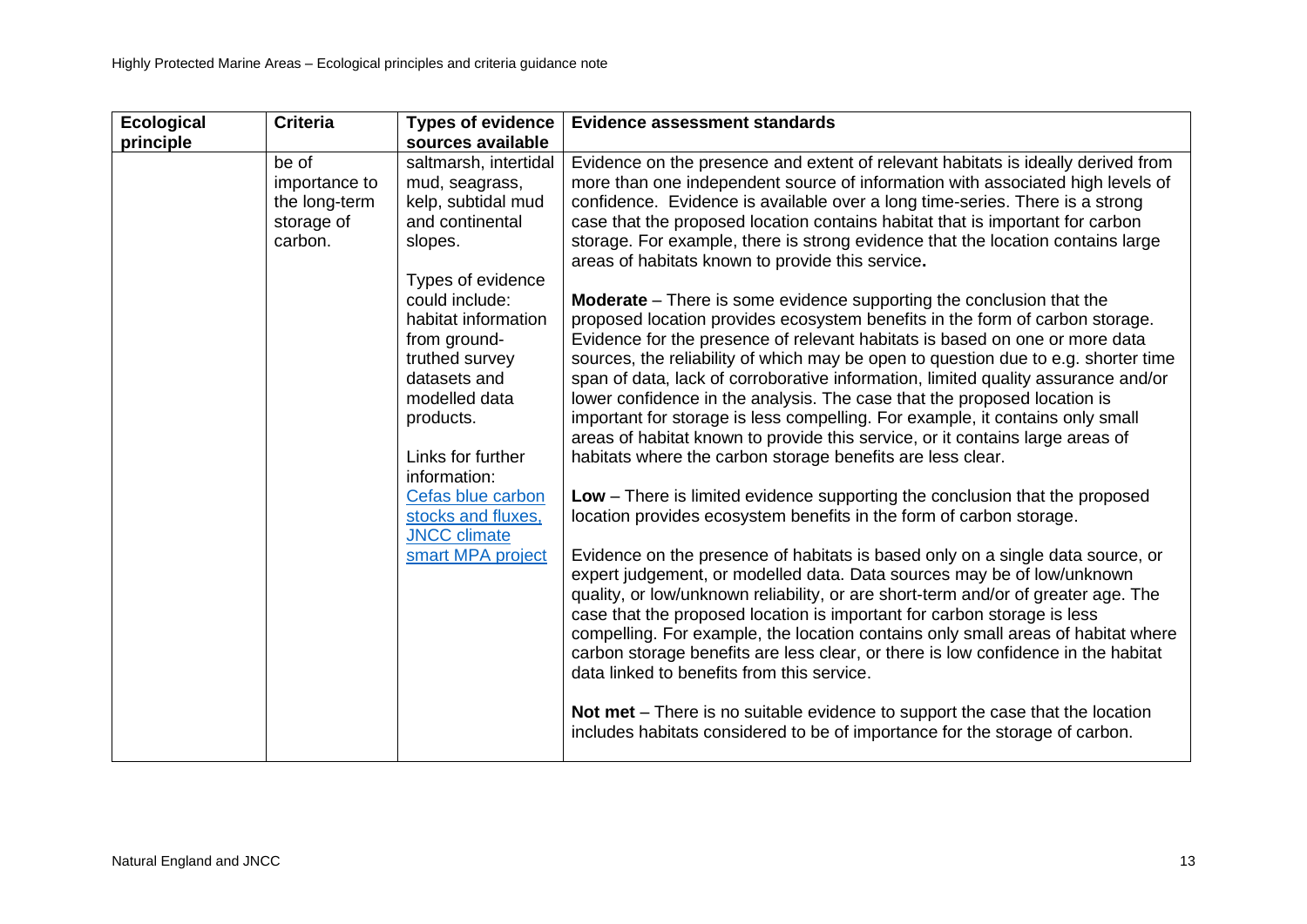| Ecological principle | Criteria | Types of evidence sources available | Evidence assessment standards |
|---|---|---|---|
| | be of importance to the long-term storage of carbon. | saltmarsh, intertidal mud, seagrass, kelp, subtidal mud and continental slopes.<br><br>Types of evidence could include: habitat information from ground-truthed survey datasets and modelled data products.<br><br>Links for further information:<br>[Cefas blue carbon stocks and fluxes](), [JNCC climate smart MPA project]() | Evidence on the presence and extent of relevant habitats is ideally derived from more than one independent source of information with associated high levels of confidence. Evidence is available over a long time-series. There is a strong case that the proposed location contains habitat that is important for carbon storage. For example, there is strong evidence that the location contains large areas of habitats known to provide this service.<br><br>**Moderate** – There is some evidence supporting the conclusion that the proposed location provides ecosystem benefits in the form of carbon storage. Evidence for the presence of relevant habitats is based on one or more data sources, the reliability of which may be open to question due to e.g. shorter time span of data, lack of corroborative information, limited quality assurance and/or lower confidence in the analysis. The case that the proposed location is important for storage is less compelling. For example, it contains only small areas of habitat known to provide this service, or it contains large areas of habitats where the carbon storage benefits are less clear.<br><br>**Low** – There is limited evidence supporting the conclusion that the proposed location provides ecosystem benefits in the form of carbon storage.<br><br>Evidence on the presence of habitats is based only on a single data source, or expert judgement, or modelled data. Data sources may be of low/unknown quality, or low/unknown reliability, or are short-term and/or of greater age. The case that the proposed location is important for carbon storage is less compelling. For example, the location contains only small areas of habitat where carbon storage benefits are less clear, or there is low confidence in the habitat data linked to benefits from this service.<br><br>**Not met** – There is no suitable evidence to support the case that the location includes habitats considered to be of importance for the storage of carbon. |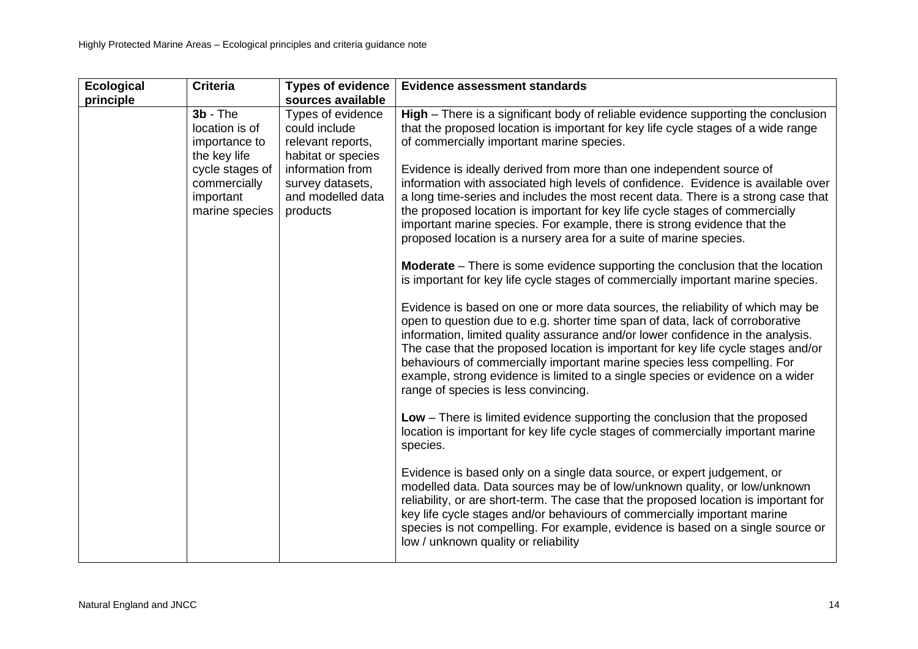| Ecological principle | Criteria | Types of evidence sources available | Evidence assessment standards |
|---|---|---|---|
| | **3b** - The location is of importance to the key life cycle stages of commercially important marine species | Types of evidence could include relevant reports, habitat or species information from survey datasets, and modelled data products | **High** – There is a significant body of reliable evidence supporting the conclusion that the proposed location is important for key life cycle stages of a wide range of commercially important marine species.<br><br>Evidence is ideally derived from more than one independent source of information with associated high levels of confidence. Evidence is available over a long time-series and includes the most recent data. There is a strong case that the proposed location is important for key life cycle stages of commercially important marine species. For example, there is strong evidence that the proposed location is a nursery area for a suite of marine species.<br><br>**Moderate** – There is some evidence supporting the conclusion that the location is important for key life cycle stages of commercially important marine species.<br><br>Evidence is based on one or more data sources, the reliability of which may be open to question due to e.g. shorter time span of data, lack of corroborative information, limited quality assurance and/or lower confidence in the analysis. The case that the proposed location is important for key life cycle stages and/or behaviours of commercially important marine species less compelling. For example, strong evidence is limited to a single species or evidence on a wider range of species is less convincing.<br><br>**Low** – There is limited evidence supporting the conclusion that the proposed location is important for key life cycle stages of commercially important marine species.<br><br>Evidence is based only on a single data source, or expert judgement, or modelled data. Data sources may be of low/unknown quality, or low/unknown reliability, or are short-term. The case that the proposed location is important for key life cycle stages and/or behaviours of commercially important marine species is not compelling. For example, evidence is based on a single source or low / unknown quality or reliability |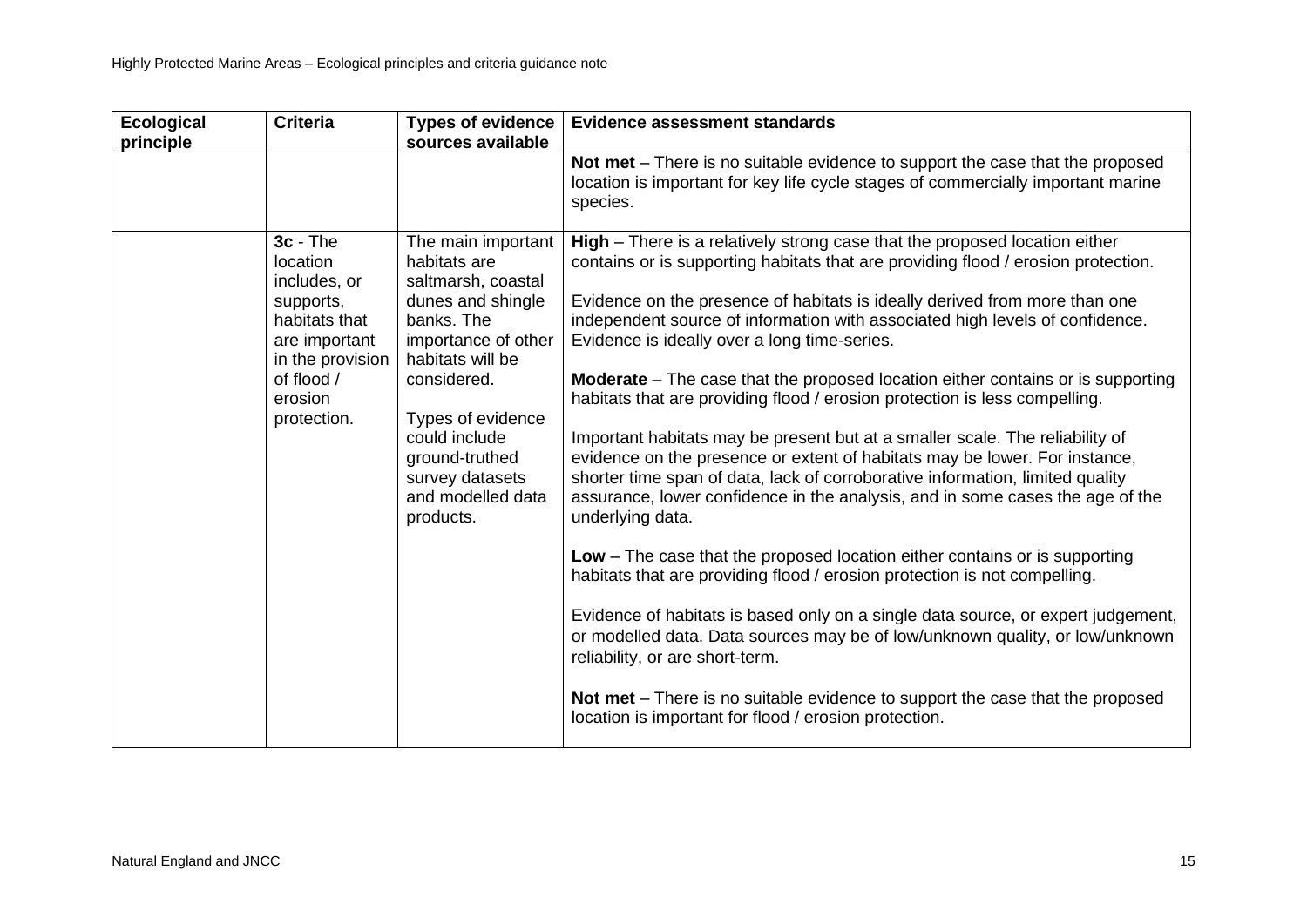| Ecological principle | Criteria | Types of evidence sources available | Evidence assessment standards |
|---|---|---|---|
| | | | **Not met** – There is no suitable evidence to support the case that the proposed location is important for key life cycle stages of commercially important marine species. |
| | **3c** - The location includes, or supports, habitats that are important in the provision of flood / erosion protection. | The main important habitats are saltmarsh, coastal dunes and shingle banks. The importance of other habitats will be considered.<br><br>Types of evidence could include ground-truthed survey datasets and modelled data products. | **High** – There is a relatively strong case that the proposed location either contains or is supporting habitats that are providing flood / erosion protection.<br><br>Evidence on the presence of habitats is ideally derived from more than one independent source of information with associated high levels of confidence. Evidence is ideally over a long time-series.<br><br>**Moderate** – The case that the proposed location either contains or is supporting habitats that are providing flood / erosion protection is less compelling.<br><br>Important habitats may be present but at a smaller scale. The reliability of evidence on the presence or extent of habitats may be lower. For instance, shorter time span of data, lack of corroborative information, limited quality assurance, lower confidence in the analysis, and in some cases the age of the underlying data.<br><br>**Low** – The case that the proposed location either contains or is supporting habitats that are providing flood / erosion protection is not compelling.<br><br>Evidence of habitats is based only on a single data source, or expert judgement, or modelled data. Data sources may be of low/unknown quality, or low/unknown reliability, or are short-term.<br><br>**Not met** – There is no suitable evidence to support the case that the proposed location is important for flood / erosion protection. |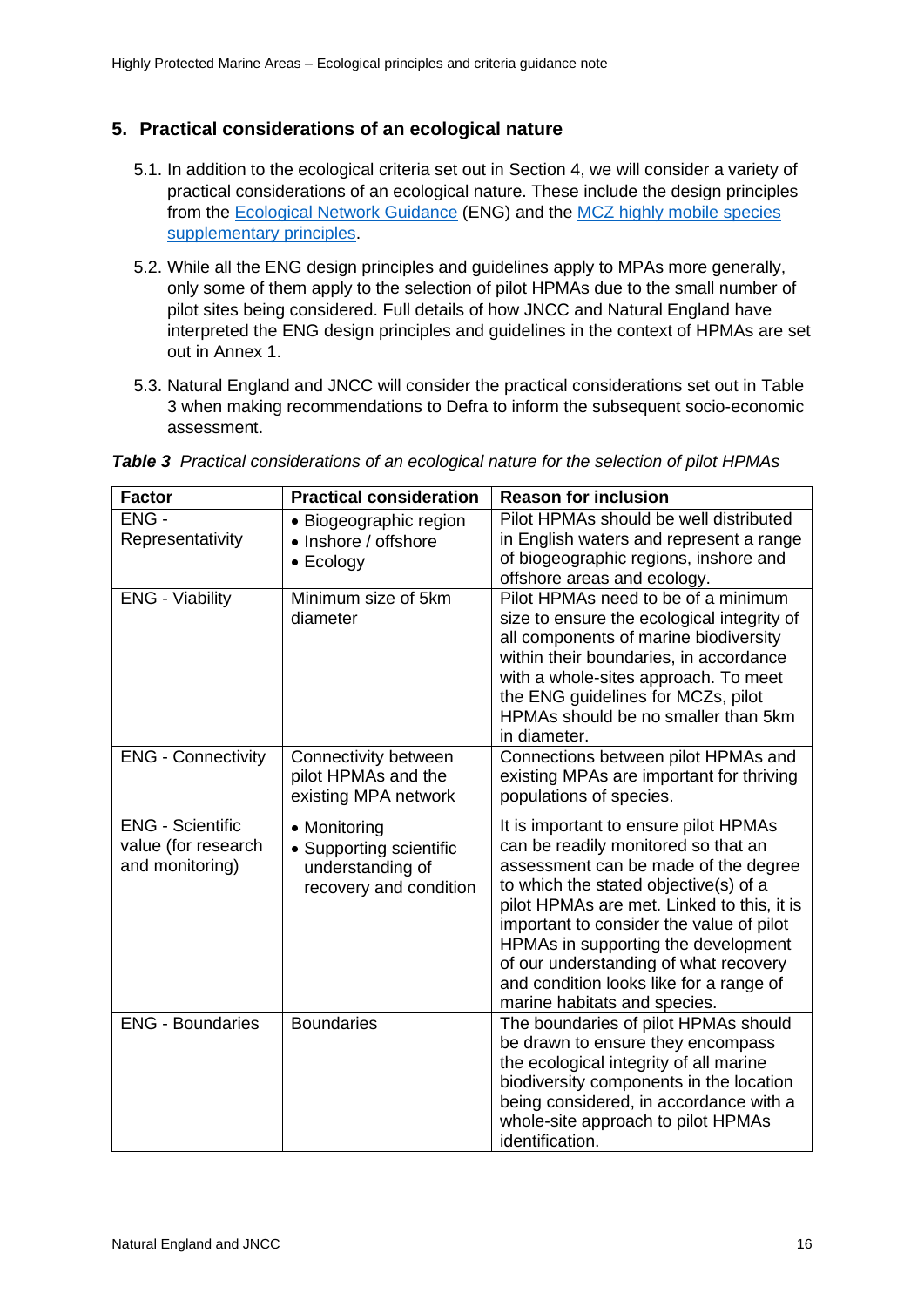## 5. Practical considerations of an ecological nature

5.1. In addition to the ecological criteria set out in Section 4, we will consider a variety of practical considerations of an ecological nature. These include the design principles from the Ecological Network Guidance (ENG) and the MCZ highly mobile species supplementary principles.

5.2. While all the ENG design principles and guidelines apply to MPAs more generally, only some of them apply to the selection of pilot HPMAs due to the small number of pilot sites being considered. Full details of how JNCC and Natural England have interpreted the ENG design principles and guidelines in the context of HPMAs are set out in Annex 1.

5.3. Natural England and JNCC will consider the practical considerations set out in Table 3 when making recommendations to Defra to inform the subsequent socio-economic assessment.

***Table 3*** *Practical considerations of an ecological nature for the selection of pilot HPMAs*

| Factor | Practical consideration | Reason for inclusion |
|---|---|---|
| ENG - Representativity | • Biogeographic region<br>• Inshore / offshore<br>• Ecology | Pilot HPMAs should be well distributed in English waters and represent a range of biogeographic regions, inshore and offshore areas and ecology. |
| ENG - Viability | Minimum size of 5km diameter | Pilot HPMAs need to be of a minimum size to ensure the ecological integrity of all components of marine biodiversity within their boundaries, in accordance with a whole-sites approach. To meet the ENG guidelines for MCZs, pilot HPMAs should be no smaller than 5km in diameter. |
| ENG - Connectivity | Connectivity between pilot HPMAs and the existing MPA network | Connections between pilot HPMAs and existing MPAs are important for thriving populations of species. |
| ENG - Scientific value (for research and monitoring) | • Monitoring<br>• Supporting scientific understanding of recovery and condition | It is important to ensure pilot HPMAs can be readily monitored so that an assessment can be made of the degree to which the stated objective(s) of a pilot HPMAs are met. Linked to this, it is important to consider the value of pilot HPMAs in supporting the development of our understanding of what recovery and condition looks like for a range of marine habitats and species. |
| ENG - Boundaries | Boundaries | The boundaries of pilot HPMAs should be drawn to ensure they encompass the ecological integrity of all marine biodiversity components in the location being considered, in accordance with a whole-site approach to pilot HPMAs identification. |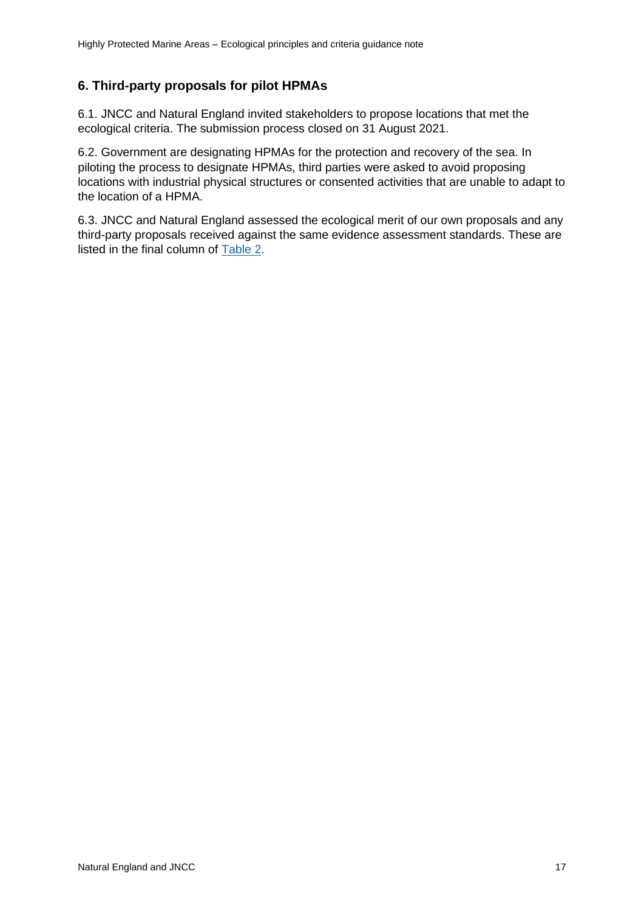## 6. Third-party proposals for pilot HPMAs

6.1. JNCC and Natural England invited stakeholders to propose locations that met the ecological criteria. The submission process closed on 31 August 2021.

6.2. Government are designating HPMAs for the protection and recovery of the sea. In piloting the process to designate HPMAs, third parties were asked to avoid proposing locations with industrial physical structures or consented activities that are unable to adapt to the location of a HPMA.

6.3. JNCC and Natural England assessed the ecological merit of our own proposals and any third-party proposals received against the same evidence assessment standards. These are listed in the final column of Table 2.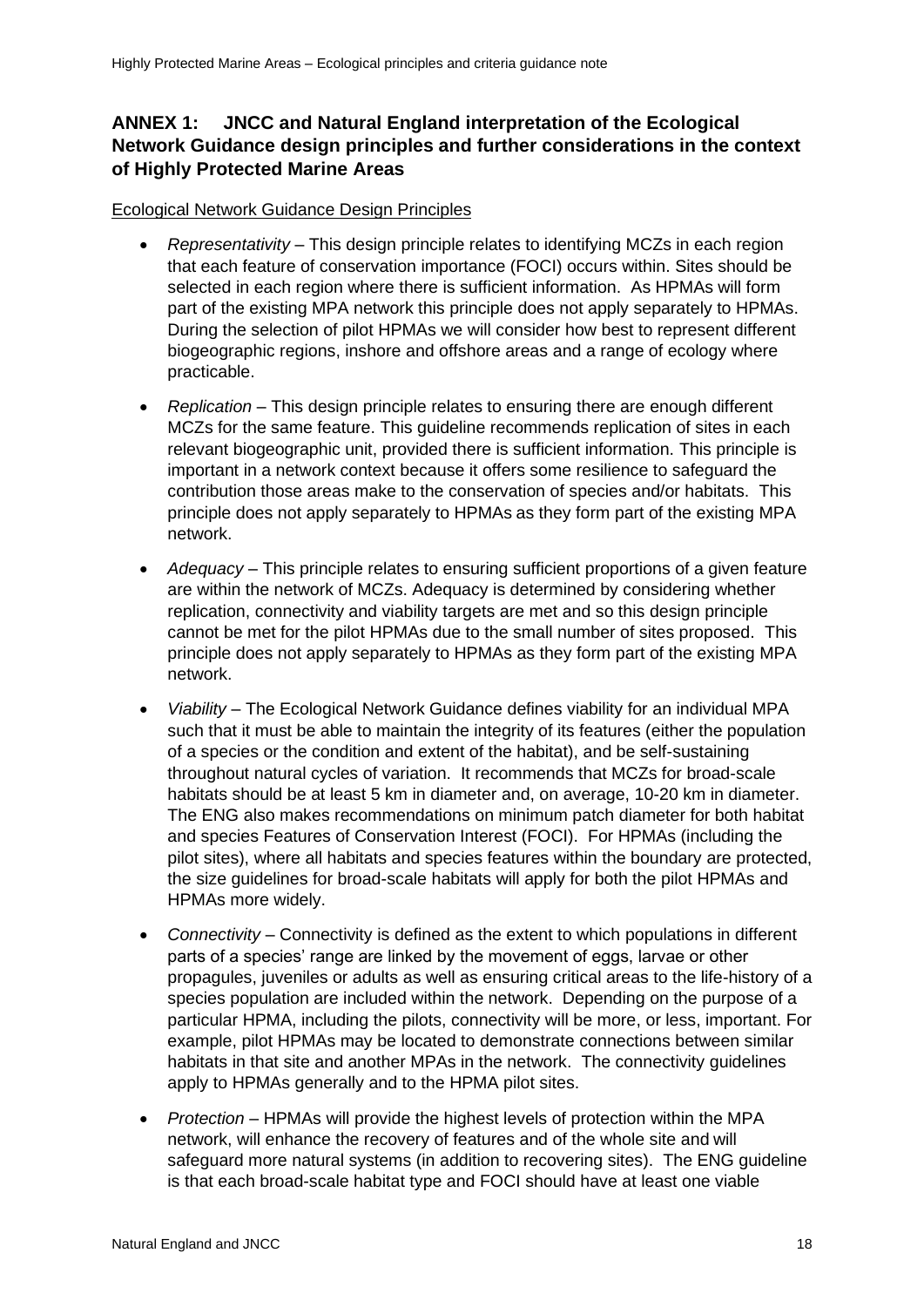## ANNEX 1: JNCC and Natural England interpretation of the Ecological Network Guidance design principles and further considerations in the context of Highly Protected Marine Areas

Ecological Network Guidance Design Principles

- *Representativity* – This design principle relates to identifying MCZs in each region that each feature of conservation importance (FOCI) occurs within. Sites should be selected in each region where there is sufficient information. As HPMAs will form part of the existing MPA network this principle does not apply separately to HPMAs. During the selection of pilot HPMAs we will consider how best to represent different biogeographic regions, inshore and offshore areas and a range of ecology where practicable.
- *Replication* – This design principle relates to ensuring there are enough different MCZs for the same feature. This guideline recommends replication of sites in each relevant biogeographic unit, provided there is sufficient information. This principle is important in a network context because it offers some resilience to safeguard the contribution those areas make to the conservation of species and/or habitats. This principle does not apply separately to HPMAs as they form part of the existing MPA network.
- *Adequacy* – This principle relates to ensuring sufficient proportions of a given feature are within the network of MCZs. Adequacy is determined by considering whether replication, connectivity and viability targets are met and so this design principle cannot be met for the pilot HPMAs due to the small number of sites proposed. This principle does not apply separately to HPMAs as they form part of the existing MPA network.
- *Viability* – The Ecological Network Guidance defines viability for an individual MPA such that it must be able to maintain the integrity of its features (either the population of a species or the condition and extent of the habitat), and be self-sustaining throughout natural cycles of variation. It recommends that MCZs for broad-scale habitats should be at least 5 km in diameter and, on average, 10-20 km in diameter. The ENG also makes recommendations on minimum patch diameter for both habitat and species Features of Conservation Interest (FOCI). For HPMAs (including the pilot sites), where all habitats and species features within the boundary are protected, the size guidelines for broad-scale habitats will apply for both the pilot HPMAs and HPMAs more widely.
- *Connectivity* – Connectivity is defined as the extent to which populations in different parts of a species' range are linked by the movement of eggs, larvae or other propagules, juveniles or adults as well as ensuring critical areas to the life-history of a species population are included within the network. Depending on the purpose of a particular HPMA, including the pilots, connectivity will be more, or less, important. For example, pilot HPMAs may be located to demonstrate connections between similar habitats in that site and another MPAs in the network. The connectivity guidelines apply to HPMAs generally and to the HPMA pilot sites.
- *Protection* – HPMAs will provide the highest levels of protection within the MPA network, will enhance the recovery of features and of the whole site and will safeguard more natural systems (in addition to recovering sites). The ENG guideline is that each broad-scale habitat type and FOCI should have at least one viable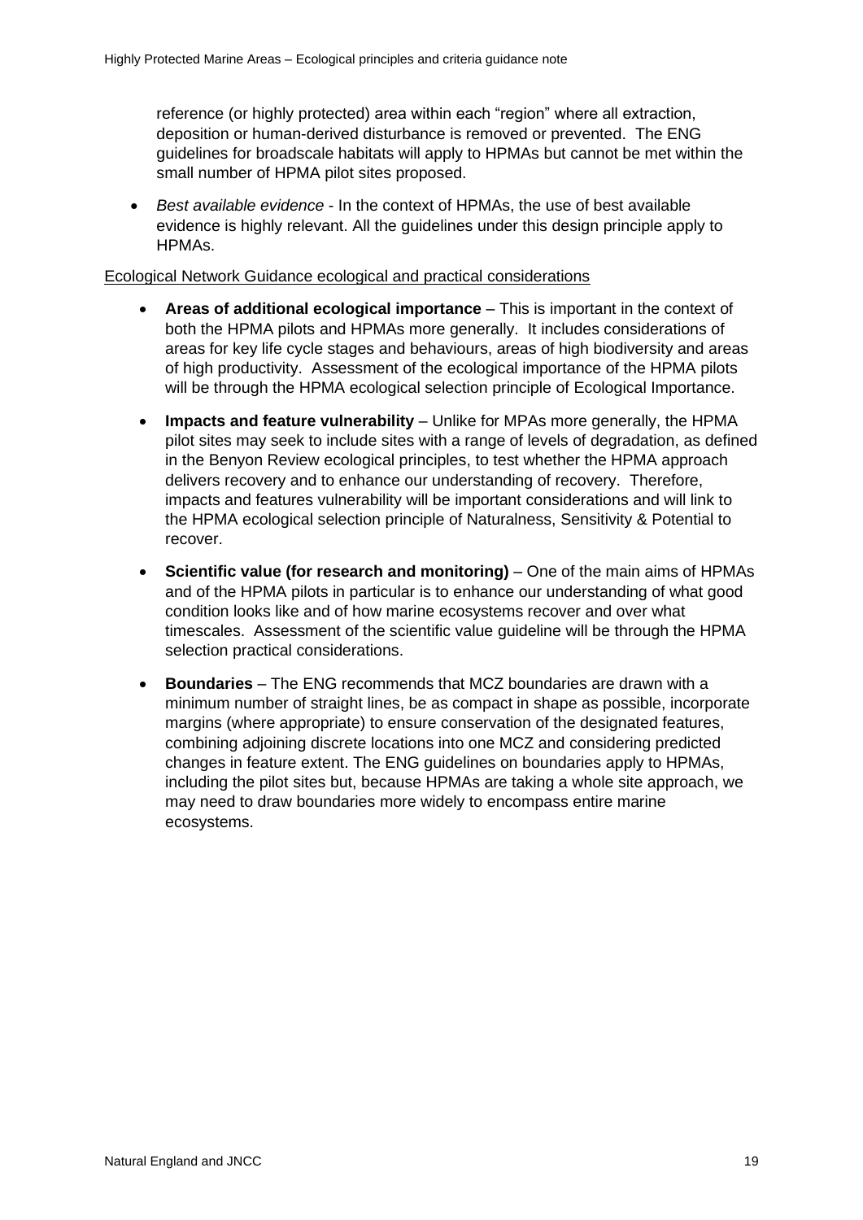reference (or highly protected) area within each "region" where all extraction, deposition or human-derived disturbance is removed or prevented. The ENG guidelines for broadscale habitats will apply to HPMAs but cannot be met within the small number of HPMA pilot sites proposed.

- *Best available evidence* - In the context of HPMAs, the use of best available evidence is highly relevant. All the guidelines under this design principle apply to HPMAs.

Ecological Network Guidance ecological and practical considerations

- **Areas of additional ecological importance** – This is important in the context of both the HPMA pilots and HPMAs more generally. It includes considerations of areas for key life cycle stages and behaviours, areas of high biodiversity and areas of high productivity. Assessment of the ecological importance of the HPMA pilots will be through the HPMA ecological selection principle of Ecological Importance.

- **Impacts and feature vulnerability** – Unlike for MPAs more generally, the HPMA pilot sites may seek to include sites with a range of levels of degradation, as defined in the Benyon Review ecological principles, to test whether the HPMA approach delivers recovery and to enhance our understanding of recovery. Therefore, impacts and features vulnerability will be important considerations and will link to the HPMA ecological selection principle of Naturalness, Sensitivity & Potential to recover.

- **Scientific value (for research and monitoring)** – One of the main aims of HPMAs and of the HPMA pilots in particular is to enhance our understanding of what good condition looks like and of how marine ecosystems recover and over what timescales. Assessment of the scientific value guideline will be through the HPMA selection practical considerations.

- **Boundaries** – The ENG recommends that MCZ boundaries are drawn with a minimum number of straight lines, be as compact in shape as possible, incorporate margins (where appropriate) to ensure conservation of the designated features, combining adjoining discrete locations into one MCZ and considering predicted changes in feature extent. The ENG guidelines on boundaries apply to HPMAs, including the pilot sites but, because HPMAs are taking a whole site approach, we may need to draw boundaries more widely to encompass entire marine ecosystems.